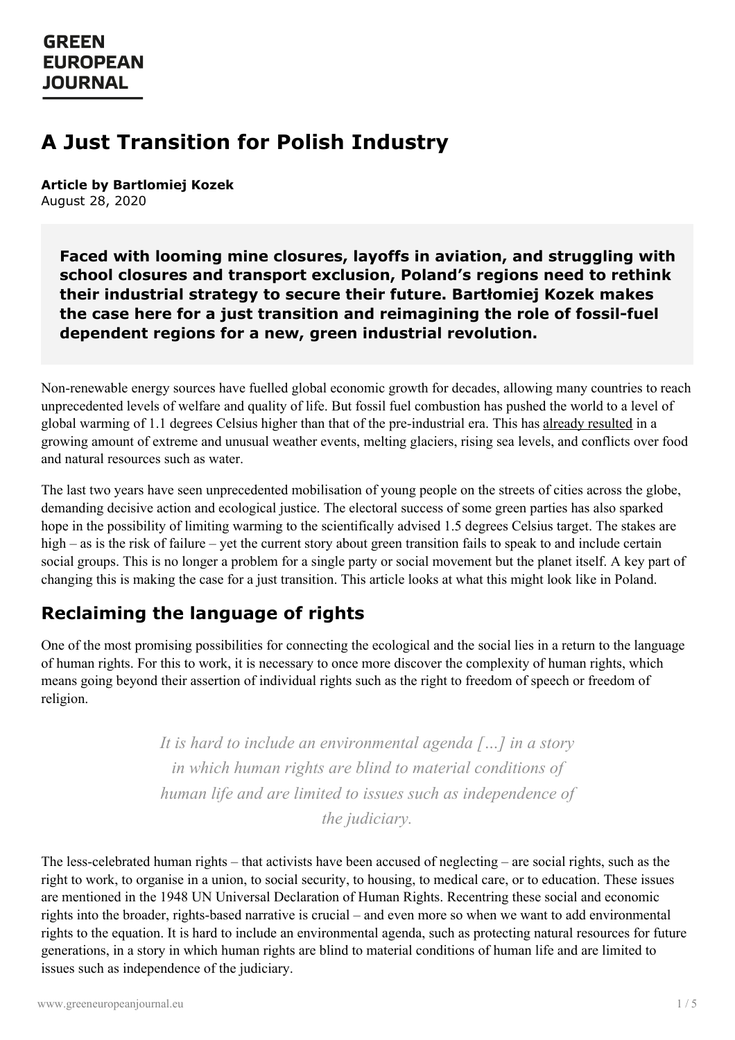GREEN EUROPEAN JOURNAL

# A Just Transition for Polish Industry

**Article by Bartlomiej Kozek**
August 28, 2020

**Faced with looming mine closures, layoffs in aviation, and struggling with school closures and transport exclusion, Poland's regions need to rethink their industrial strategy to secure their future. Bartłomiej Kozek makes the case here for a just transition and reimagining the role of fossil-fuel dependent regions for a new, green industrial revolution.**

Non-renewable energy sources have fuelled global economic growth for decades, allowing many countries to reach unprecedented levels of welfare and quality of life. But fossil fuel combustion has pushed the world to a level of global warming of 1.1 degrees Celsius higher than that of the pre-industrial era. This has already resulted in a growing amount of extreme and unusual weather events, melting glaciers, rising sea levels, and conflicts over food and natural resources such as water.

The last two years have seen unprecedented mobilisation of young people on the streets of cities across the globe, demanding decisive action and ecological justice. The electoral success of some green parties has also sparked hope in the possibility of limiting warming to the scientifically advised 1.5 degrees Celsius target. The stakes are high – as is the risk of failure – yet the current story about green transition fails to speak to and include certain social groups. This is no longer a problem for a single party or social movement but the planet itself. A key part of changing this is making the case for a just transition. This article looks at what this might look like in Poland.

## Reclaiming the language of rights

One of the most promising possibilities for connecting the ecological and the social lies in a return to the language of human rights. For this to work, it is necessary to once more discover the complexity of human rights, which means going beyond their assertion of individual rights such as the right to freedom of speech or freedom of religion.

> *It is hard to include an environmental agenda […] in a story in which human rights are blind to material conditions of human life and are limited to issues such as independence of the judiciary.*

The less-celebrated human rights – that activists have been accused of neglecting – are social rights, such as the right to work, to organise in a union, to social security, to housing, to medical care, or to education. These issues are mentioned in the 1948 UN Universal Declaration of Human Rights. Recentring these social and economic rights into the broader, rights-based narrative is crucial – and even more so when we want to add environmental rights to the equation. It is hard to include an environmental agenda, such as protecting natural resources for future generations, in a story in which human rights are blind to material conditions of human life and are limited to issues such as independence of the judiciary.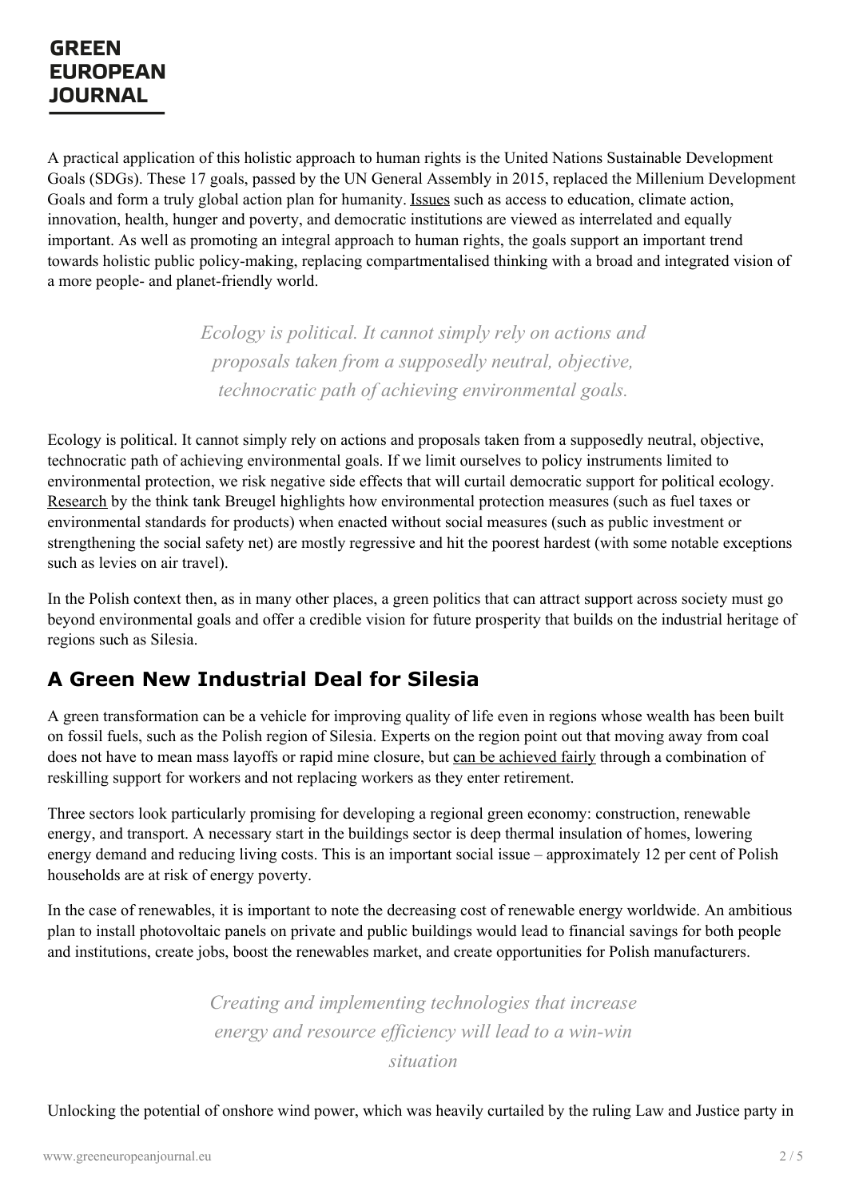A practical application of this holistic approach to human rights is the United Nations Sustainable Development Goals (SDGs). These 17 goals, passed by the UN General Assembly in 2015, replaced the Millenium Development Goals and form a truly global action plan for humanity. Issues such as access to education, climate action, innovation, health, hunger and poverty, and democratic institutions are viewed as interrelated and equally important. As well as promoting an integral approach to human rights, the goals support an important trend towards holistic public policy-making, replacing compartmentalised thinking with a broad and integrated vision of a more people- and planet-friendly world.

> *Ecology is political. It cannot simply rely on actions and proposals taken from a supposedly neutral, objective, technocratic path of achieving environmental goals.*

Ecology is political. It cannot simply rely on actions and proposals taken from a supposedly neutral, objective, technocratic path of achieving environmental goals. If we limit ourselves to policy instruments limited to environmental protection, we risk negative side effects that will curtail democratic support for political ecology. Research by the think tank Breugel highlights how environmental protection measures (such as fuel taxes or environmental standards for products) when enacted without social measures (such as public investment or strengthening the social safety net) are mostly regressive and hit the poorest hardest (with some notable exceptions such as levies on air travel).

In the Polish context then, as in many other places, a green politics that can attract support across society must go beyond environmental goals and offer a credible vision for future prosperity that builds on the industrial heritage of regions such as Silesia.

## A Green New Industrial Deal for Silesia

A green transformation can be a vehicle for improving quality of life even in regions whose wealth has been built on fossil fuels, such as the Polish region of Silesia. Experts on the region point out that moving away from coal does not have to mean mass layoffs or rapid mine closure, but can be achieved fairly through a combination of reskilling support for workers and not replacing workers as they enter retirement.

Three sectors look particularly promising for developing a regional green economy: construction, renewable energy, and transport. A necessary start in the buildings sector is deep thermal insulation of homes, lowering energy demand and reducing living costs. This is an important social issue – approximately 12 per cent of Polish households are at risk of energy poverty.

In the case of renewables, it is important to note the decreasing cost of renewable energy worldwide. An ambitious plan to install photovoltaic panels on private and public buildings would lead to financial savings for both people and institutions, create jobs, boost the renewables market, and create opportunities for Polish manufacturers.

> *Creating and implementing technologies that increase energy and resource efficiency will lead to a win-win situation*

Unlocking the potential of onshore wind power, which was heavily curtailed by the ruling Law and Justice party in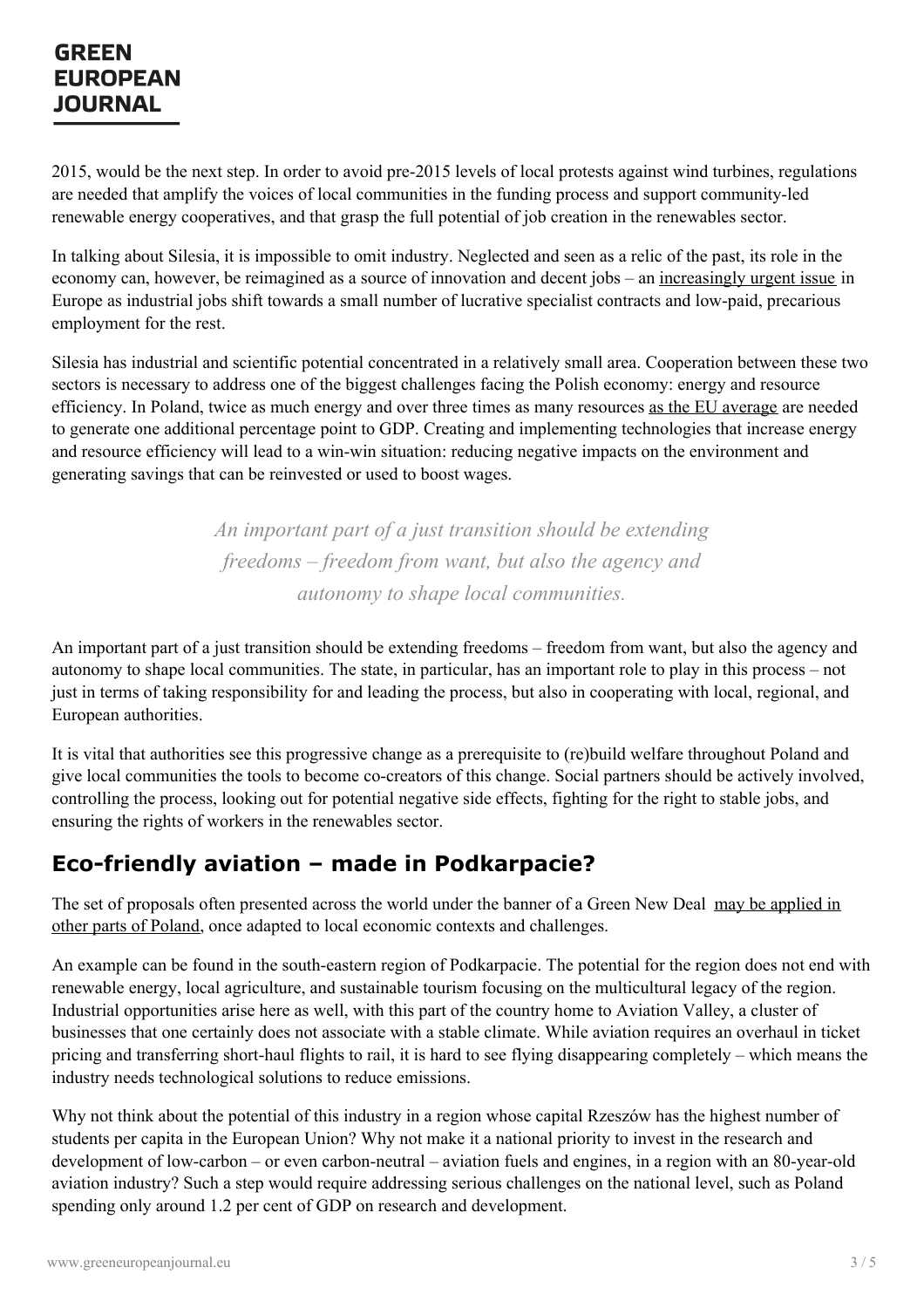2015, would be the next step. In order to avoid pre-2015 levels of local protests against wind turbines, regulations are needed that amplify the voices of local communities in the funding process and support community-led renewable energy cooperatives, and that grasp the full potential of job creation in the renewables sector.

In talking about Silesia, it is impossible to omit industry. Neglected and seen as a relic of the past, its role in the economy can, however, be reimagined as a source of innovation and decent jobs – an increasingly urgent issue in Europe as industrial jobs shift towards a small number of lucrative specialist contracts and low-paid, precarious employment for the rest.

Silesia has industrial and scientific potential concentrated in a relatively small area. Cooperation between these two sectors is necessary to address one of the biggest challenges facing the Polish economy: energy and resource efficiency. In Poland, twice as much energy and over three times as many resources as the EU average are needed to generate one additional percentage point to GDP. Creating and implementing technologies that increase energy and resource efficiency will lead to a win-win situation: reducing negative impacts on the environment and generating savings that can be reinvested or used to boost wages.

> *An important part of a just transition should be extending freedoms – freedom from want, but also the agency and autonomy to shape local communities.*

An important part of a just transition should be extending freedoms – freedom from want, but also the agency and autonomy to shape local communities. The state, in particular, has an important role to play in this process – not just in terms of taking responsibility for and leading the process, but also in cooperating with local, regional, and European authorities.

It is vital that authorities see this progressive change as a prerequisite to (re)build welfare throughout Poland and give local communities the tools to become co-creators of this change. Social partners should be actively involved, controlling the process, looking out for potential negative side effects, fighting for the right to stable jobs, and ensuring the rights of workers in the renewables sector.

## Eco-friendly aviation – made in Podkarpacie?

The set of proposals often presented across the world under the banner of a Green New Deal may be applied in other parts of Poland, once adapted to local economic contexts and challenges.

An example can be found in the south-eastern region of Podkarpacie. The potential for the region does not end with renewable energy, local agriculture, and sustainable tourism focusing on the multicultural legacy of the region. Industrial opportunities arise here as well, with this part of the country home to Aviation Valley, a cluster of businesses that one certainly does not associate with a stable climate. While aviation requires an overhaul in ticket pricing and transferring short-haul flights to rail, it is hard to see flying disappearing completely – which means the industry needs technological solutions to reduce emissions.

Why not think about the potential of this industry in a region whose capital Rzeszów has the highest number of students per capita in the European Union? Why not make it a national priority to invest in the research and development of low-carbon – or even carbon-neutral – aviation fuels and engines, in a region with an 80-year-old aviation industry? Such a step would require addressing serious challenges on the national level, such as Poland spending only around 1.2 per cent of GDP on research and development.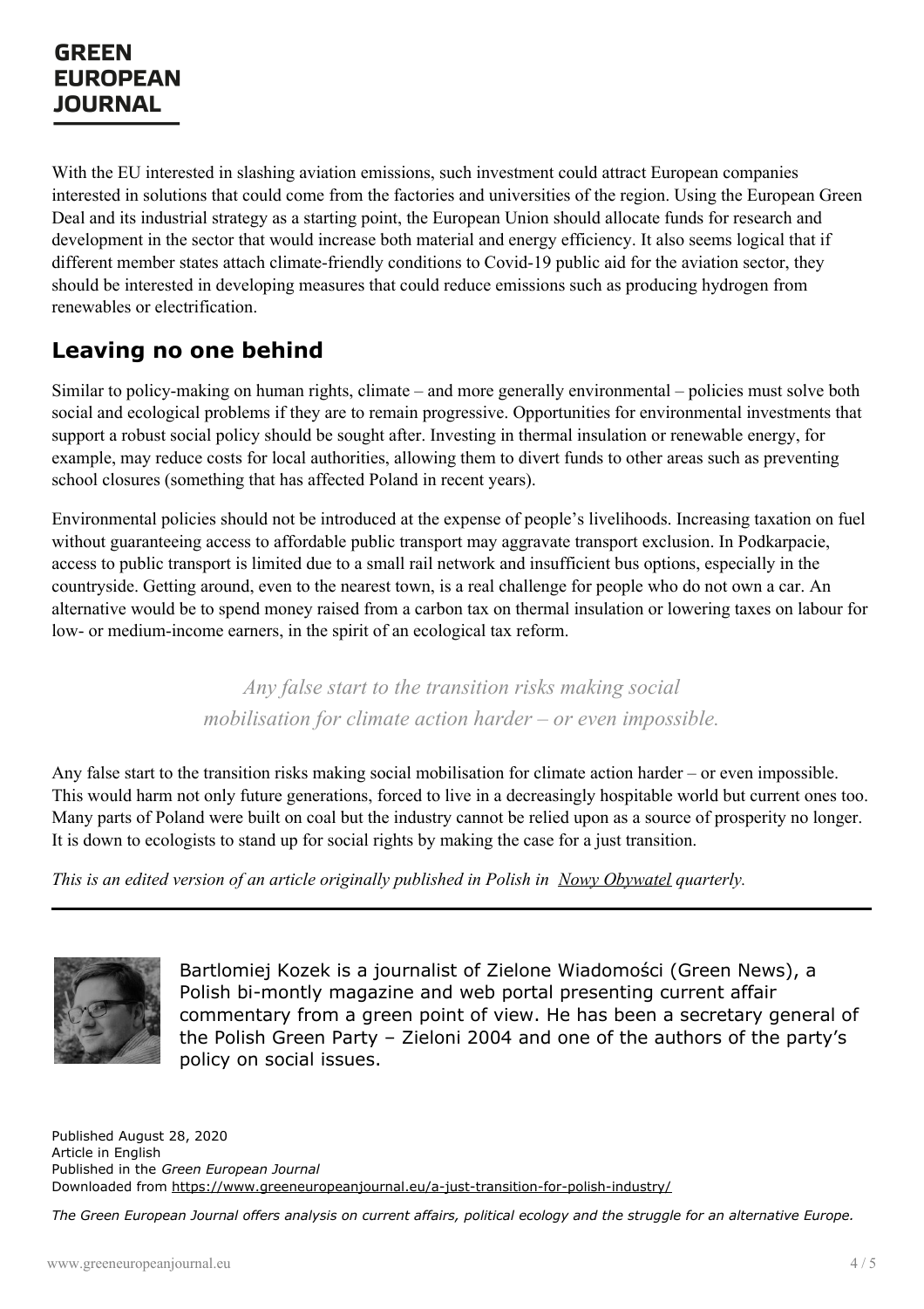With the EU interested in slashing aviation emissions, such investment could attract European companies interested in solutions that could come from the factories and universities of the region. Using the European Green Deal and its industrial strategy as a starting point, the European Union should allocate funds for research and development in the sector that would increase both material and energy efficiency. It also seems logical that if different member states attach climate-friendly conditions to Covid-19 public aid for the aviation sector, they should be interested in developing measures that could reduce emissions such as producing hydrogen from renewables or electrification.

## Leaving no one behind

Similar to policy-making on human rights, climate – and more generally environmental – policies must solve both social and ecological problems if they are to remain progressive. Opportunities for environmental investments that support a robust social policy should be sought after. Investing in thermal insulation or renewable energy, for example, may reduce costs for local authorities, allowing them to divert funds to other areas such as preventing school closures (something that has affected Poland in recent years).

Environmental policies should not be introduced at the expense of people's livelihoods. Increasing taxation on fuel without guaranteeing access to affordable public transport may aggravate transport exclusion. In Podkarpacie, access to public transport is limited due to a small rail network and insufficient bus options, especially in the countryside. Getting around, even to the nearest town, is a real challenge for people who do not own a car. An alternative would be to spend money raised from a carbon tax on thermal insulation or lowering taxes on labour for low- or medium-income earners, in the spirit of an ecological tax reform.

> *Any false start to the transition risks making social mobilisation for climate action harder – or even impossible.*

Any false start to the transition risks making social mobilisation for climate action harder – or even impossible. This would harm not only future generations, forced to live in a decreasingly hospitable world but current ones too. Many parts of Poland were built on coal but the industry cannot be relied upon as a source of prosperity no longer. It is down to ecologists to stand up for social rights by making the case for a just transition.

*This is an edited version of an article originally published in Polish in Nowy Obywatel quarterly.*

---

Bartlomiej Kozek is a journalist of Zielone Wiadomości (Green News), a Polish bi-montly magazine and web portal presenting current affair commentary from a green point of view. He has been a secretary general of the Polish Green Party – Zieloni 2004 and one of the authors of the party's policy on social issues.

Published August 28, 2020
Article in English
Published in the *Green European Journal*
Downloaded from https://www.greeneuropeanjournal.eu/a-just-transition-for-polish-industry/

*The Green European Journal offers analysis on current affairs, political ecology and the struggle for an alternative Europe.*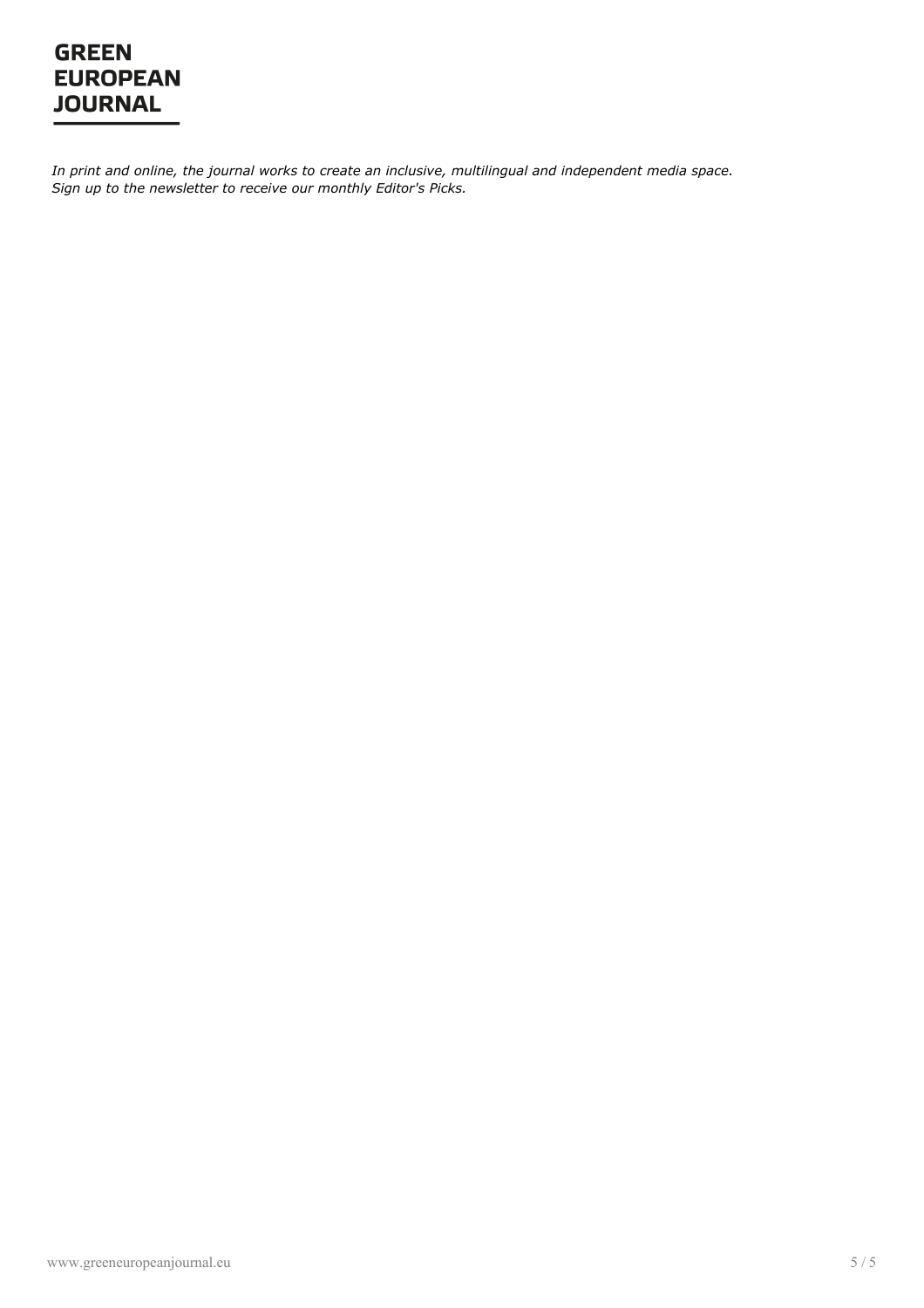*In print and online, the journal works to create an inclusive, multilingual and independent media space. Sign up to the newsletter to receive our monthly Editor's Picks.*